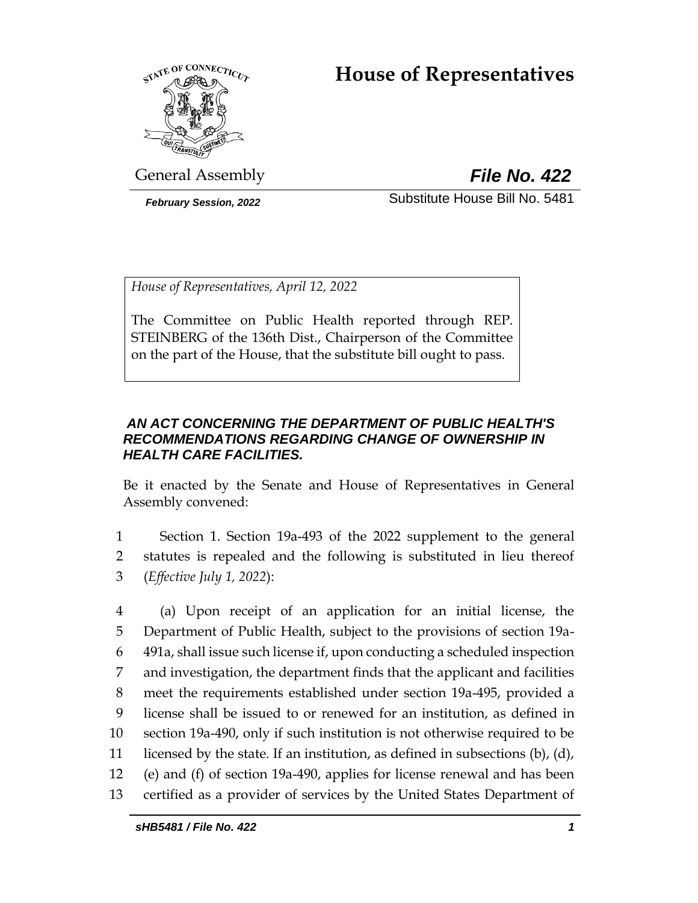# House of Representatives

General Assembly

***File No. 422***

*February Session, 2022*

Substitute House Bill No. 5481

*House of Representatives, April 12, 2022*

The Committee on Public Health reported through REP. STEINBERG of the 136th Dist., Chairperson of the Committee on the part of the House, that the substitute bill ought to pass.

***AN ACT CONCERNING THE DEPARTMENT OF PUBLIC HEALTH'S RECOMMENDATIONS REGARDING CHANGE OF OWNERSHIP IN HEALTH CARE FACILITIES.***

Be it enacted by the Senate and House of Representatives in General Assembly convened:

1 Section 1. Section 19a-493 of the 2022 supplement to the general
2 statutes is repealed and the following is substituted in lieu thereof
3 (*Effective July 1, 2022*):

4 (a) Upon receipt of an application for an initial license, the
5 Department of Public Health, subject to the provisions of section 19a-
6 491a, shall issue such license if, upon conducting a scheduled inspection
7 and investigation, the department finds that the applicant and facilities
8 meet the requirements established under section 19a-495, provided a
9 license shall be issued to or renewed for an institution, as defined in
10 section 19a-490, only if such institution is not otherwise required to be
11 licensed by the state. If an institution, as defined in subsections (b), (d),
12 (e) and (f) of section 19a-490, applies for license renewal and has been
13 certified as a provider of services by the United States Department of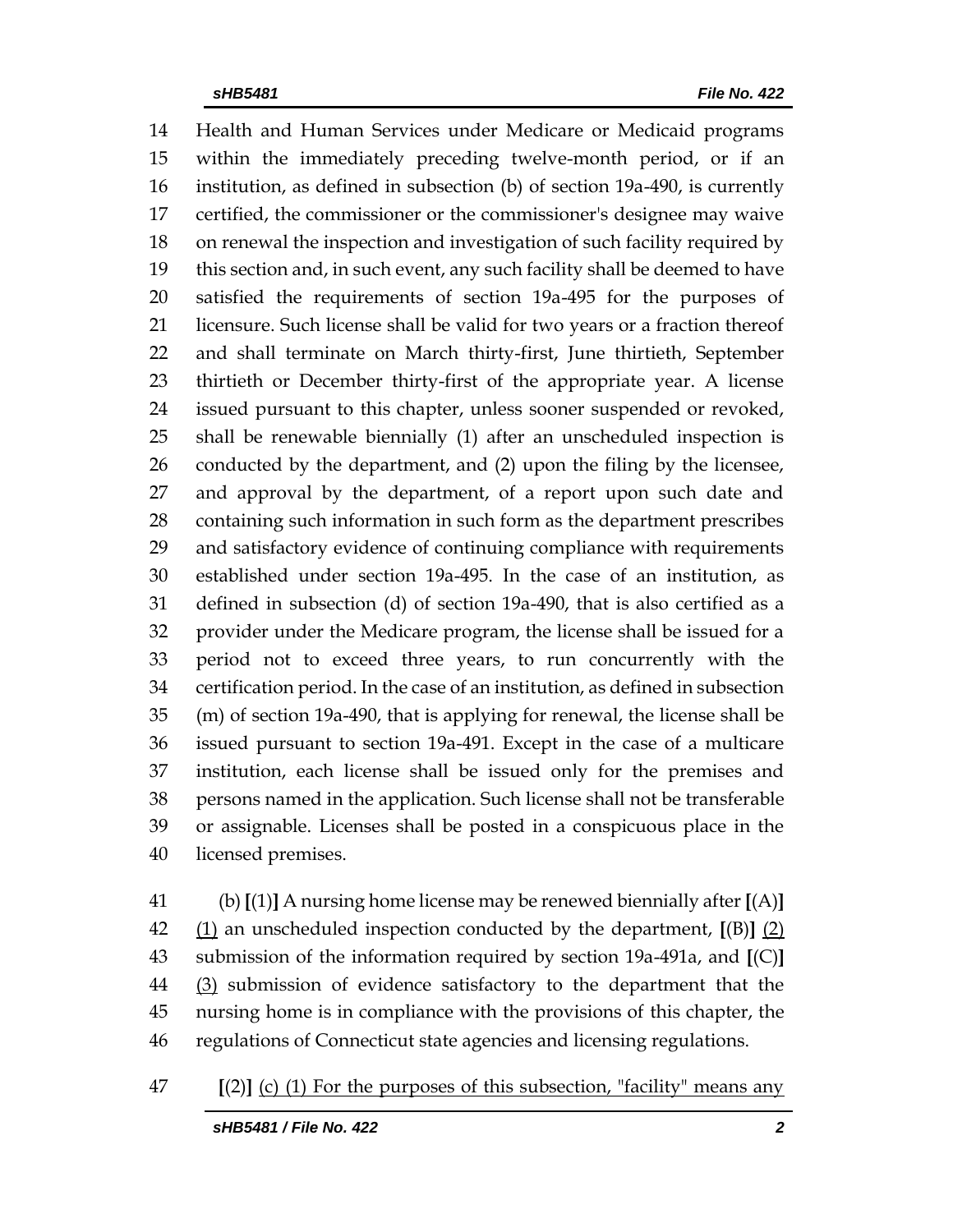14 Health and Human Services under Medicare or Medicaid programs
15 within the immediately preceding twelve-month period, or if an
16 institution, as defined in subsection (b) of section 19a-490, is currently
17 certified, the commissioner or the commissioner's designee may waive
18 on renewal the inspection and investigation of such facility required by
19 this section and, in such event, any such facility shall be deemed to have
20 satisfied the requirements of section 19a-495 for the purposes of
21 licensure. Such license shall be valid for two years or a fraction thereof
22 and shall terminate on March thirty-first, June thirtieth, September
23 thirtieth or December thirty-first of the appropriate year. A license
24 issued pursuant to this chapter, unless sooner suspended or revoked,
25 shall be renewable biennially (1) after an unscheduled inspection is
26 conducted by the department, and (2) upon the filing by the licensee,
27 and approval by the department, of a report upon such date and
28 containing such information in such form as the department prescribes
29 and satisfactory evidence of continuing compliance with requirements
30 established under section 19a-495. In the case of an institution, as
31 defined in subsection (d) of section 19a-490, that is also certified as a
32 provider under the Medicare program, the license shall be issued for a
33 period not to exceed three years, to run concurrently with the
34 certification period. In the case of an institution, as defined in subsection
35 (m) of section 19a-490, that is applying for renewal, the license shall be
36 issued pursuant to section 19a-491. Except in the case of a multicare
37 institution, each license shall be issued only for the premises and
38 persons named in the application. Such license shall not be transferable
39 or assignable. Licenses shall be posted in a conspicuous place in the
40 licensed premises.

41 (b) **[**(1)**]** A nursing home license may be renewed biennially after **[**(A)**]**
42 <u>(1)</u> an unscheduled inspection conducted by the department, **[**(B)**]** <u>(2)</u>
43 submission of the information required by section 19a-491a, and **[**(C)**]**
44 <u>(3)</u> submission of evidence satisfactory to the department that the
45 nursing home is in compliance with the provisions of this chapter, the
46 regulations of Connecticut state agencies and licensing regulations.

47 **[**(2)**]** <u>(c) (1) For the purposes of this subsection, "facility" means any</u>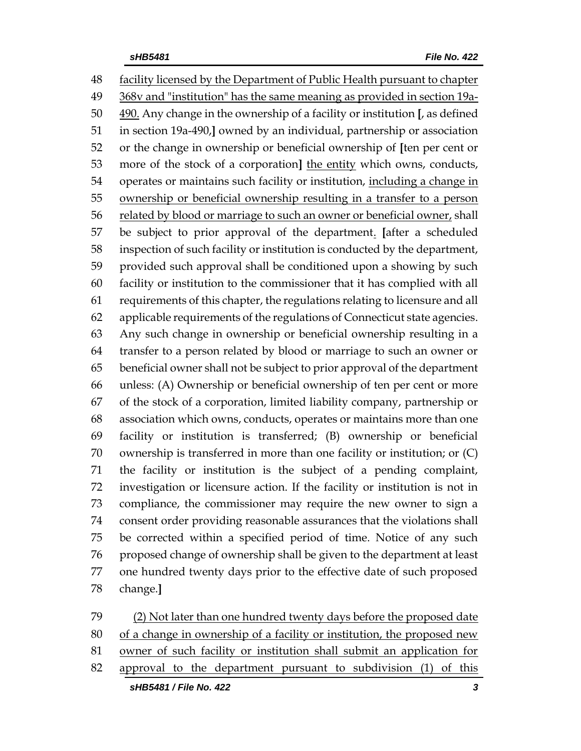48 facility licensed by the Department of Public Health pursuant to chapter
49 368v and "institution" has the same meaning as provided in section 19a-
50 490. Any change in the ownership of a facility or institution [, as defined
51 in section 19a-490,] owned by an individual, partnership or association
52 or the change in ownership or beneficial ownership of [ten per cent or
53 more of the stock of a corporation] the entity which owns, conducts,
54 operates or maintains such facility or institution, including a change in
55 ownership or beneficial ownership resulting in a transfer to a person
56 related by blood or marriage to such an owner or beneficial owner, shall
57 be subject to prior approval of the department. [after a scheduled
58 inspection of such facility or institution is conducted by the department,
59 provided such approval shall be conditioned upon a showing by such
60 facility or institution to the commissioner that it has complied with all
61 requirements of this chapter, the regulations relating to licensure and all
62 applicable requirements of the regulations of Connecticut state agencies.
63 Any such change in ownership or beneficial ownership resulting in a
64 transfer to a person related by blood or marriage to such an owner or
65 beneficial owner shall not be subject to prior approval of the department
66 unless: (A) Ownership or beneficial ownership of ten per cent or more
67 of the stock of a corporation, limited liability company, partnership or
68 association which owns, conducts, operates or maintains more than one
69 facility or institution is transferred; (B) ownership or beneficial
70 ownership is transferred in more than one facility or institution; or (C)
71 the facility or institution is the subject of a pending complaint,
72 investigation or licensure action. If the facility or institution is not in
73 compliance, the commissioner may require the new owner to sign a
74 consent order providing reasonable assurances that the violations shall
75 be corrected within a specified period of time. Notice of any such
76 proposed change of ownership shall be given to the department at least
77 one hundred twenty days prior to the effective date of such proposed
78 change.]

79 (2) Not later than one hundred twenty days before the proposed date
80 of a change in ownership of a facility or institution, the proposed new
81 owner of such facility or institution shall submit an application for
82 approval to the department pursuant to subdivision (1) of this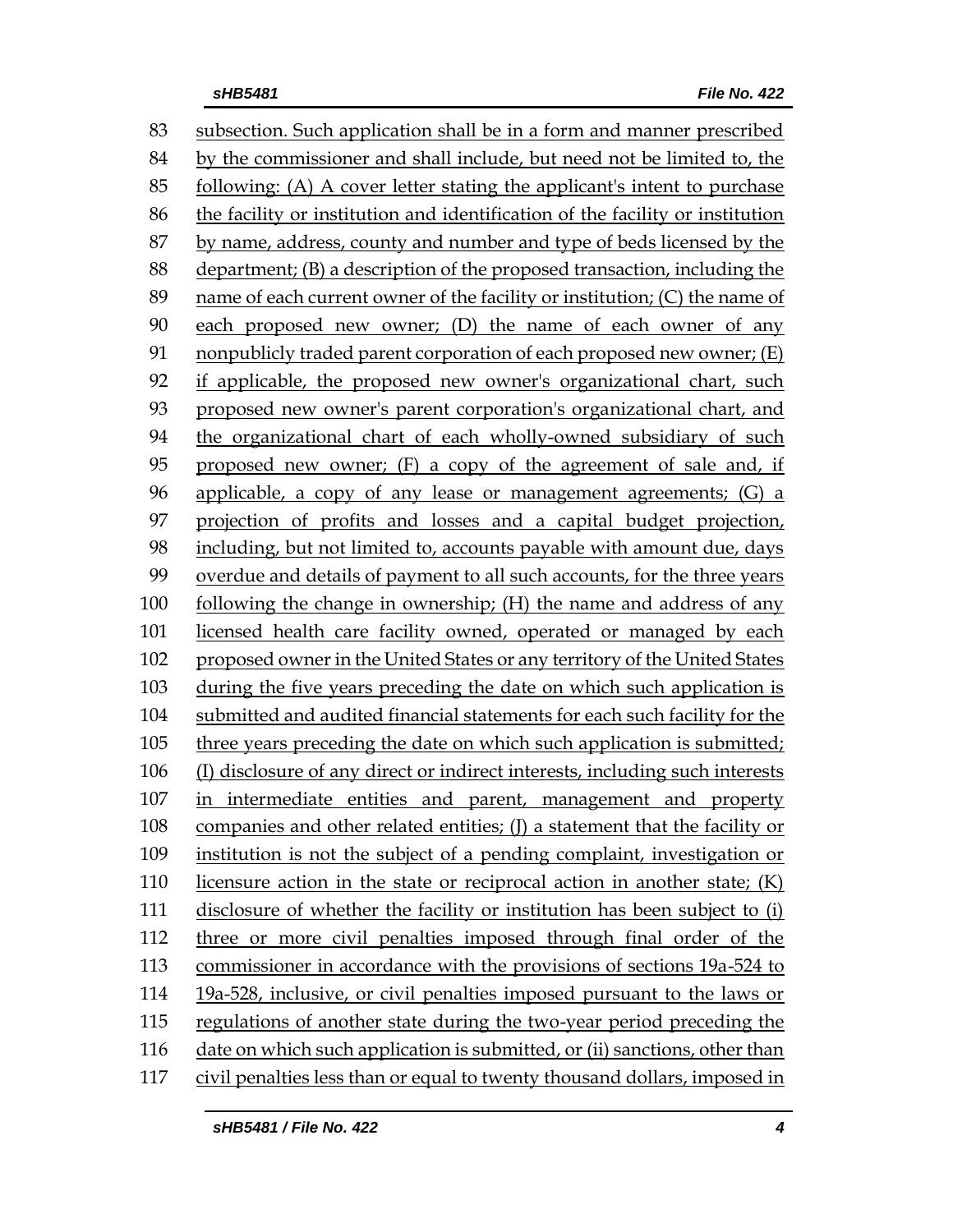83 subsection. Such application shall be in a form and manner prescribed
84 by the commissioner and shall include, but need not be limited to, the
85 following: (A) A cover letter stating the applicant's intent to purchase
86 the facility or institution and identification of the facility or institution
87 by name, address, county and number and type of beds licensed by the
88 department; (B) a description of the proposed transaction, including the
89 name of each current owner of the facility or institution; (C) the name of
90 each proposed new owner; (D) the name of each owner of any
91 nonpublicly traded parent corporation of each proposed new owner; (E)
92 if applicable, the proposed new owner's organizational chart, such
93 proposed new owner's parent corporation's organizational chart, and
94 the organizational chart of each wholly-owned subsidiary of such
95 proposed new owner; (F) a copy of the agreement of sale and, if
96 applicable, a copy of any lease or management agreements; (G) a
97 projection of profits and losses and a capital budget projection,
98 including, but not limited to, accounts payable with amount due, days
99 overdue and details of payment to all such accounts, for the three years
100 following the change in ownership; (H) the name and address of any
101 licensed health care facility owned, operated or managed by each
102 proposed owner in the United States or any territory of the United States
103 during the five years preceding the date on which such application is
104 submitted and audited financial statements for each such facility for the
105 three years preceding the date on which such application is submitted;
106 (I) disclosure of any direct or indirect interests, including such interests
107 in intermediate entities and parent, management and property
108 companies and other related entities; (J) a statement that the facility or
109 institution is not the subject of a pending complaint, investigation or
110 licensure action in the state or reciprocal action in another state; (K)
111 disclosure of whether the facility or institution has been subject to (i)
112 three or more civil penalties imposed through final order of the
113 commissioner in accordance with the provisions of sections 19a-524 to
114 19a-528, inclusive, or civil penalties imposed pursuant to the laws or
115 regulations of another state during the two-year period preceding the
116 date on which such application is submitted, or (ii) sanctions, other than
117 civil penalties less than or equal to twenty thousand dollars, imposed in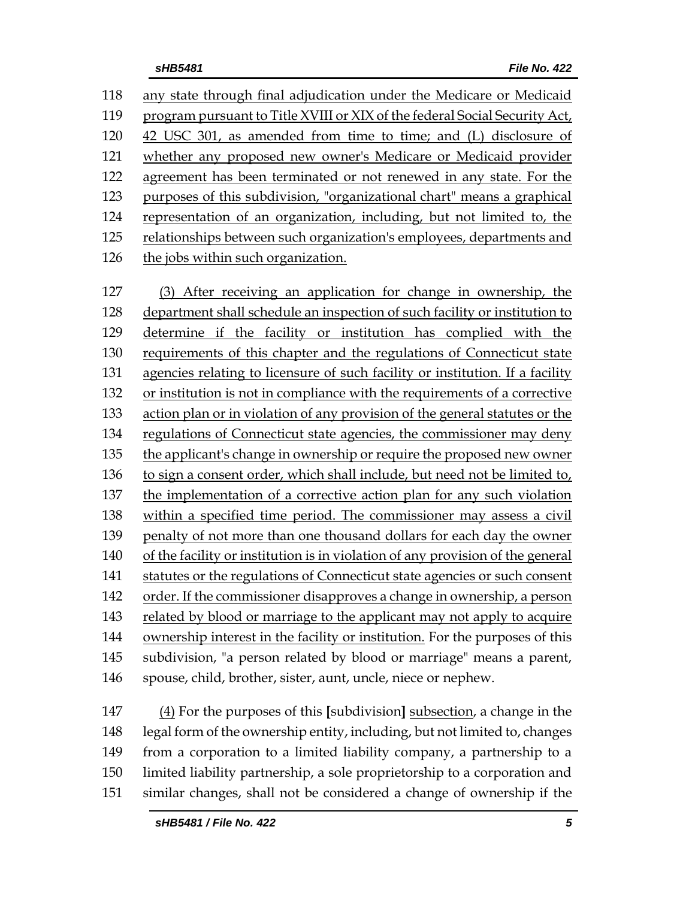any state through final adjudication under the Medicare or Medicaid program pursuant to Title XVIII or XIX of the federal Social Security Act, 42 USC 301, as amended from time to time; and (L) disclosure of whether any proposed new owner's Medicare or Medicaid provider agreement has been terminated or not renewed in any state. For the purposes of this subdivision, "organizational chart" means a graphical representation of an organization, including, but not limited to, the relationships between such organization's employees, departments and the jobs within such organization.

(3) After receiving an application for change in ownership, the department shall schedule an inspection of such facility or institution to determine if the facility or institution has complied with the requirements of this chapter and the regulations of Connecticut state agencies relating to licensure of such facility or institution. If a facility or institution is not in compliance with the requirements of a corrective action plan or in violation of any provision of the general statutes or the regulations of Connecticut state agencies, the commissioner may deny the applicant's change in ownership or require the proposed new owner to sign a consent order, which shall include, but need not be limited to, the implementation of a corrective action plan for any such violation within a specified time period. The commissioner may assess a civil penalty of not more than one thousand dollars for each day the owner of the facility or institution is in violation of any provision of the general statutes or the regulations of Connecticut state agencies or such consent order. If the commissioner disapproves a change in ownership, a person related by blood or marriage to the applicant may not apply to acquire ownership interest in the facility or institution. For the purposes of this subdivision, "a person related by blood or marriage" means a parent, spouse, child, brother, sister, aunt, uncle, niece or nephew.

(4) For the purposes of this [subdivision] subsection, a change in the legal form of the ownership entity, including, but not limited to, changes from a corporation to a limited liability company, a partnership to a limited liability partnership, a sole proprietorship to a corporation and similar changes, shall not be considered a change of ownership if the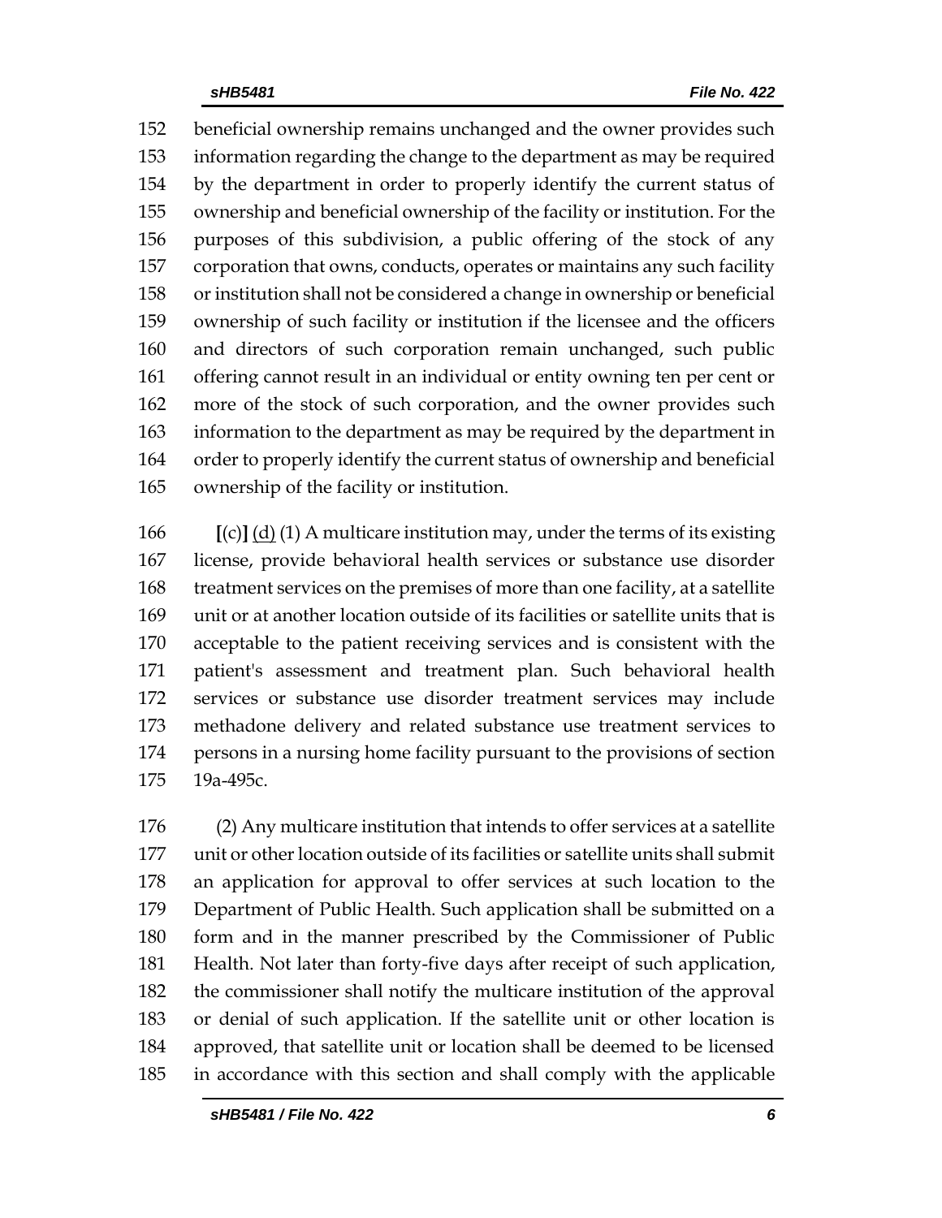beneficial ownership remains unchanged and the owner provides such information regarding the change to the department as may be required by the department in order to properly identify the current status of ownership and beneficial ownership of the facility or institution. For the purposes of this subdivision, a public offering of the stock of any corporation that owns, conducts, operates or maintains any such facility or institution shall not be considered a change in ownership or beneficial ownership of such facility or institution if the licensee and the officers and directors of such corporation remain unchanged, such public offering cannot result in an individual or entity owning ten per cent or more of the stock of such corporation, and the owner provides such information to the department as may be required by the department in order to properly identify the current status of ownership and beneficial ownership of the facility or institution.

[(c)] (d) (1) A multicare institution may, under the terms of its existing license, provide behavioral health services or substance use disorder treatment services on the premises of more than one facility, at a satellite unit or at another location outside of its facilities or satellite units that is acceptable to the patient receiving services and is consistent with the patient's assessment and treatment plan. Such behavioral health services or substance use disorder treatment services may include methadone delivery and related substance use treatment services to persons in a nursing home facility pursuant to the provisions of section 19a-495c.

(2) Any multicare institution that intends to offer services at a satellite unit or other location outside of its facilities or satellite units shall submit an application for approval to offer services at such location to the Department of Public Health. Such application shall be submitted on a form and in the manner prescribed by the Commissioner of Public Health. Not later than forty-five days after receipt of such application, the commissioner shall notify the multicare institution of the approval or denial of such application. If the satellite unit or other location is approved, that satellite unit or location shall be deemed to be licensed in accordance with this section and shall comply with the applicable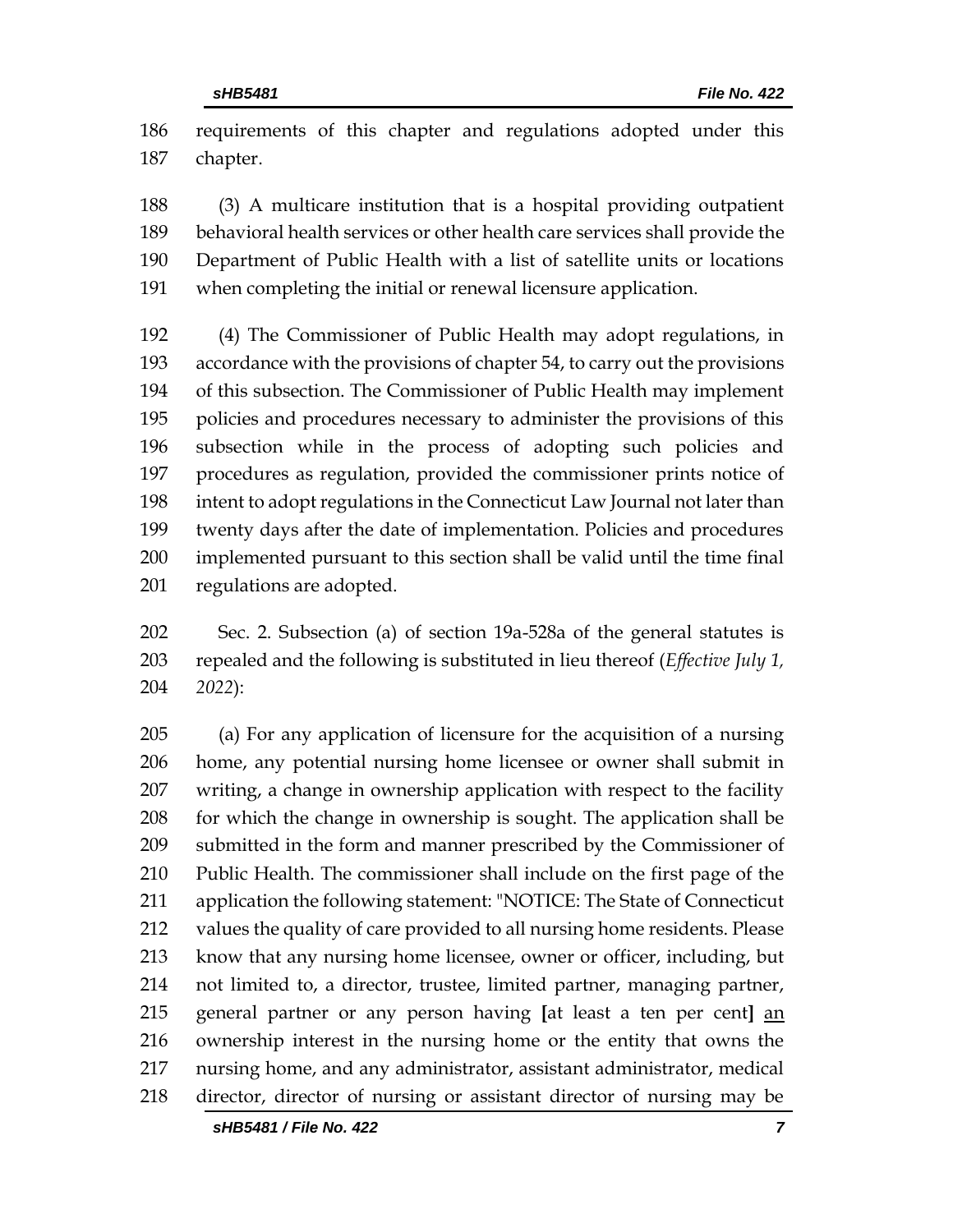requirements of this chapter and regulations adopted under this chapter.

(3) A multicare institution that is a hospital providing outpatient behavioral health services or other health care services shall provide the Department of Public Health with a list of satellite units or locations when completing the initial or renewal licensure application.

(4) The Commissioner of Public Health may adopt regulations, in accordance with the provisions of chapter 54, to carry out the provisions of this subsection. The Commissioner of Public Health may implement policies and procedures necessary to administer the provisions of this subsection while in the process of adopting such policies and procedures as regulation, provided the commissioner prints notice of intent to adopt regulations in the Connecticut Law Journal not later than twenty days after the date of implementation. Policies and procedures implemented pursuant to this section shall be valid until the time final regulations are adopted.

Sec. 2. Subsection (a) of section 19a-528a of the general statutes is repealed and the following is substituted in lieu thereof (*Effective July 1, 2022*):

(a) For any application of licensure for the acquisition of a nursing home, any potential nursing home licensee or owner shall submit in writing, a change in ownership application with respect to the facility for which the change in ownership is sought. The application shall be submitted in the form and manner prescribed by the Commissioner of Public Health. The commissioner shall include on the first page of the application the following statement: "NOTICE: The State of Connecticut values the quality of care provided to all nursing home residents. Please know that any nursing home licensee, owner or officer, including, but not limited to, a director, trustee, limited partner, managing partner, general partner or any person having **[**at least a ten per cent**]** <u>an</u> ownership interest in the nursing home or the entity that owns the nursing home, and any administrator, assistant administrator, medical director, director of nursing or assistant director of nursing may be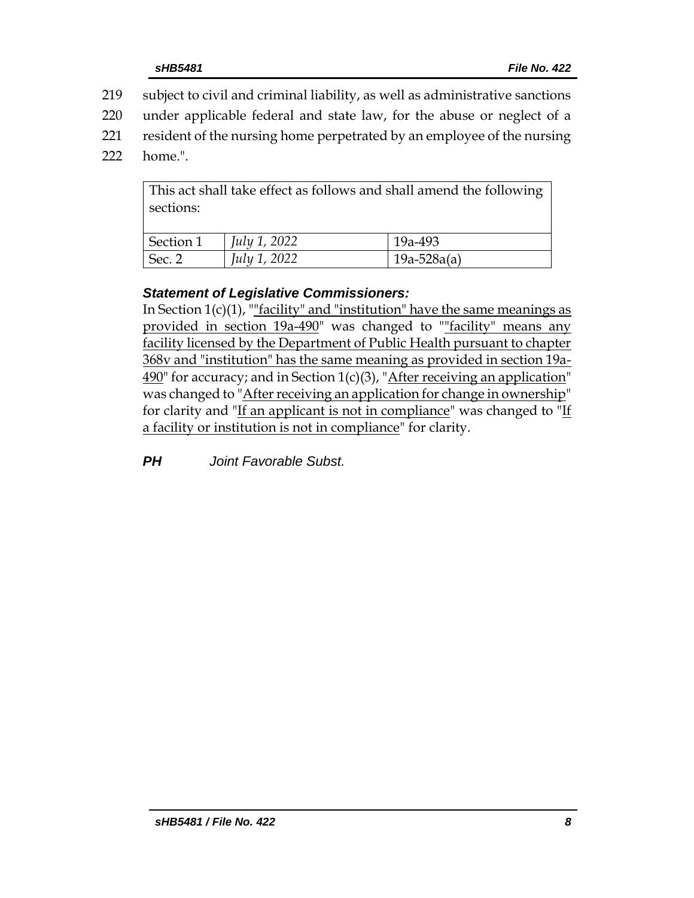219 subject to civil and criminal liability, as well as administrative sanctions
220 under applicable federal and state law, for the abuse or neglect of a
221 resident of the nursing home perpetrated by an employee of the nursing
222 home.".

| This act shall take effect as follows and shall amend the following sections: | | |
|---|---|---|
| Section 1 | *July 1, 2022* | 19a-493 |
| Sec. 2 | *July 1, 2022* | 19a-528a(a) |

### *Statement of Legislative Commissioners:*

In Section 1(c)(1), ""facility" and "institution" have the same meanings as provided in section 19a-490" was changed to ""facility" means any facility licensed by the Department of Public Health pursuant to chapter 368v and "institution" has the same meaning as provided in section 19a-490" for accuracy; and in Section 1(c)(3), "After receiving an application" was changed to "After receiving an application for change in ownership" for clarity and "If an applicant is not in compliance" was changed to "If a facility or institution is not in compliance" for clarity.

***PH*** *Joint Favorable Subst.*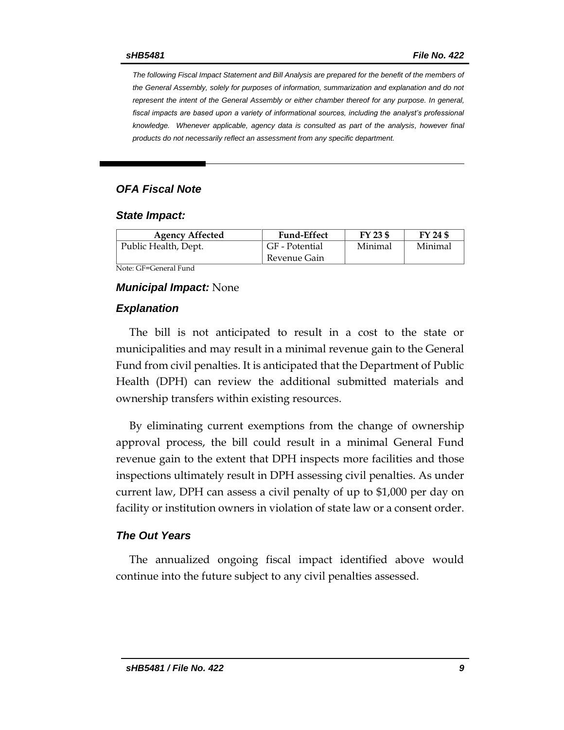*The following Fiscal Impact Statement and Bill Analysis are prepared for the benefit of the members of the General Assembly, solely for purposes of information, summarization and explanation and do not represent the intent of the General Assembly or either chamber thereof for any purpose. In general, fiscal impacts are based upon a variety of informational sources, including the analyst's professional knowledge. Whenever applicable, agency data is consulted as part of the analysis, however final products do not necessarily reflect an assessment from any specific department.*

## *OFA Fiscal Note*

### *State Impact:*

| Agency Affected | Fund-Effect | FY 23 $ | FY 24 $ |
|---|---|---|---|
| Public Health, Dept. | GF - Potential Revenue Gain | Minimal | Minimal |

Note: GF=General Fund

***Municipal Impact:*** None

### *Explanation*

The bill is not anticipated to result in a cost to the state or municipalities and may result in a minimal revenue gain to the General Fund from civil penalties. It is anticipated that the Department of Public Health (DPH) can review the additional submitted materials and ownership transfers within existing resources.

By eliminating current exemptions from the change of ownership approval process, the bill could result in a minimal General Fund revenue gain to the extent that DPH inspects more facilities and those inspections ultimately result in DPH assessing civil penalties. As under current law, DPH can assess a civil penalty of up to $1,000 per day on facility or institution owners in violation of state law or a consent order.

### *The Out Years*

The annualized ongoing fiscal impact identified above would continue into the future subject to any civil penalties assessed.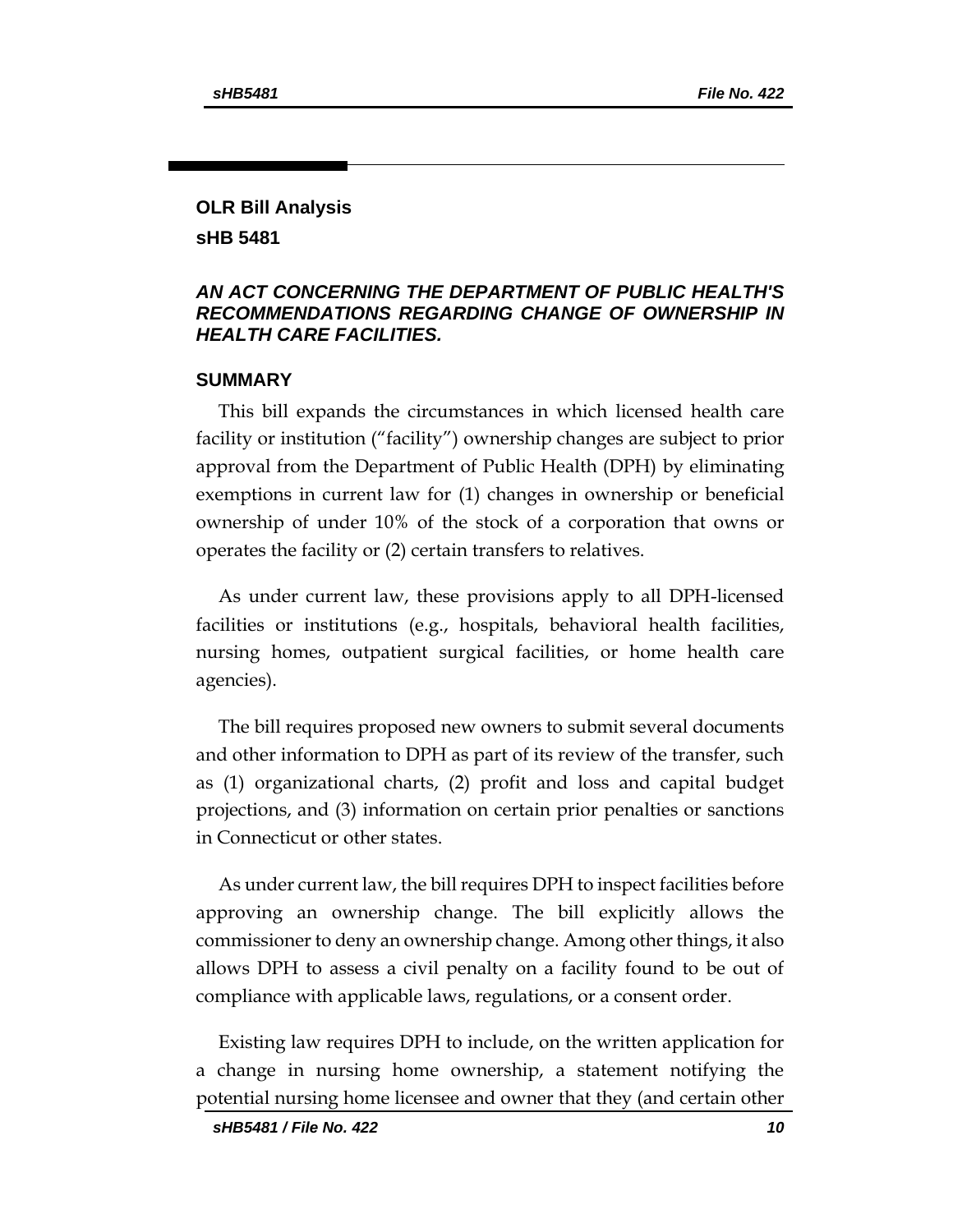## OLR Bill Analysis

## sHB 5481

### *AN ACT CONCERNING THE DEPARTMENT OF PUBLIC HEALTH'S RECOMMENDATIONS REGARDING CHANGE OF OWNERSHIP IN HEALTH CARE FACILITIES.*

### SUMMARY

This bill expands the circumstances in which licensed health care facility or institution ("facility") ownership changes are subject to prior approval from the Department of Public Health (DPH) by eliminating exemptions in current law for (1) changes in ownership or beneficial ownership of under 10% of the stock of a corporation that owns or operates the facility or (2) certain transfers to relatives.

As under current law, these provisions apply to all DPH-licensed facilities or institutions (e.g., hospitals, behavioral health facilities, nursing homes, outpatient surgical facilities, or home health care agencies).

The bill requires proposed new owners to submit several documents and other information to DPH as part of its review of the transfer, such as (1) organizational charts, (2) profit and loss and capital budget projections, and (3) information on certain prior penalties or sanctions in Connecticut or other states.

As under current law, the bill requires DPH to inspect facilities before approving an ownership change. The bill explicitly allows the commissioner to deny an ownership change. Among other things, it also allows DPH to assess a civil penalty on a facility found to be out of compliance with applicable laws, regulations, or a consent order.

Existing law requires DPH to include, on the written application for a change in nursing home ownership, a statement notifying the potential nursing home licensee and owner that they (and certain other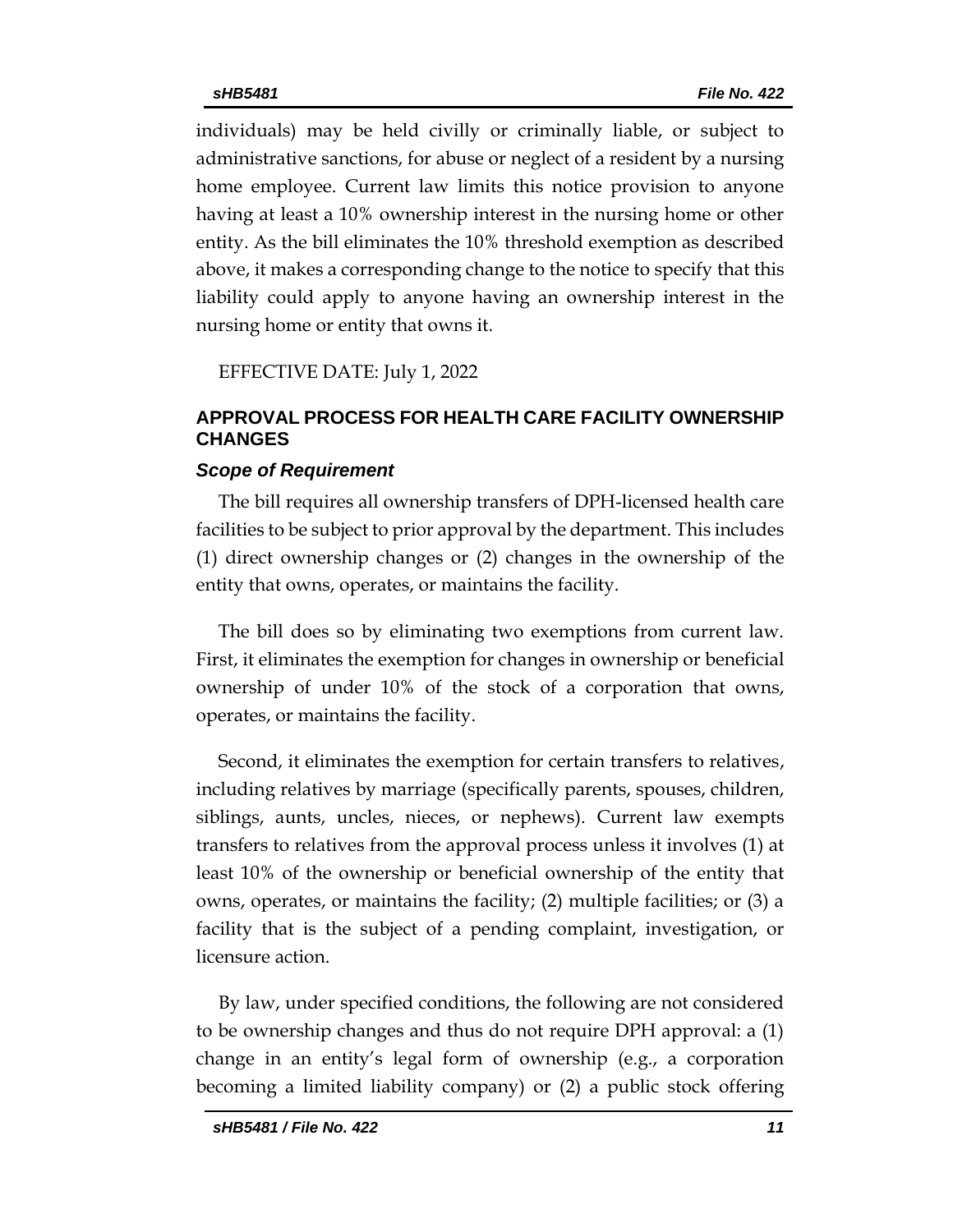individuals) may be held civilly or criminally liable, or subject to administrative sanctions, for abuse or neglect of a resident by a nursing home employee. Current law limits this notice provision to anyone having at least a 10% ownership interest in the nursing home or other entity. As the bill eliminates the 10% threshold exemption as described above, it makes a corresponding change to the notice to specify that this liability could apply to anyone having an ownership interest in the nursing home or entity that owns it.

EFFECTIVE DATE: July 1, 2022

## APPROVAL PROCESS FOR HEALTH CARE FACILITY OWNERSHIP CHANGES

### *Scope of Requirement*

The bill requires all ownership transfers of DPH-licensed health care facilities to be subject to prior approval by the department. This includes (1) direct ownership changes or (2) changes in the ownership of the entity that owns, operates, or maintains the facility.

The bill does so by eliminating two exemptions from current law. First, it eliminates the exemption for changes in ownership or beneficial ownership of under 10% of the stock of a corporation that owns, operates, or maintains the facility.

Second, it eliminates the exemption for certain transfers to relatives, including relatives by marriage (specifically parents, spouses, children, siblings, aunts, uncles, nieces, or nephews). Current law exempts transfers to relatives from the approval process unless it involves (1) at least 10% of the ownership or beneficial ownership of the entity that owns, operates, or maintains the facility; (2) multiple facilities; or (3) a facility that is the subject of a pending complaint, investigation, or licensure action.

By law, under specified conditions, the following are not considered to be ownership changes and thus do not require DPH approval: a (1) change in an entity's legal form of ownership (e.g., a corporation becoming a limited liability company) or (2) a public stock offering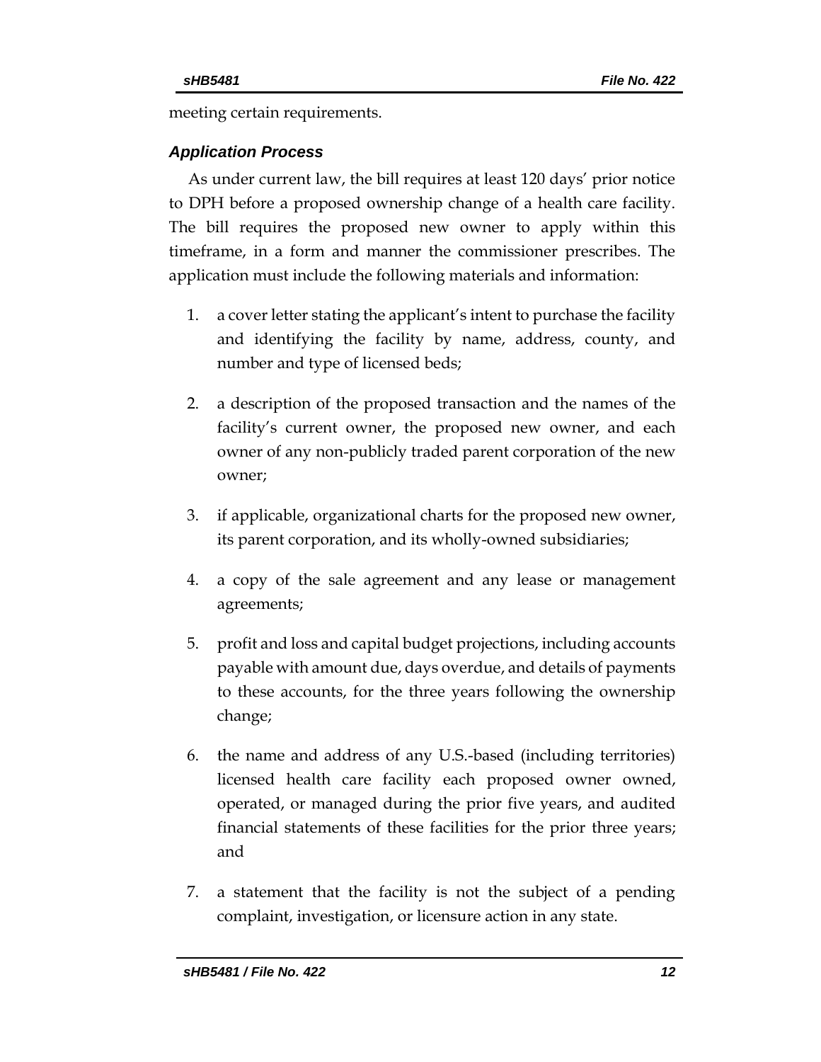meeting certain requirements.

### *Application Process*

As under current law, the bill requires at least 120 days' prior notice to DPH before a proposed ownership change of a health care facility. The bill requires the proposed new owner to apply within this timeframe, in a form and manner the commissioner prescribes. The application must include the following materials and information:

1. a cover letter stating the applicant's intent to purchase the facility and identifying the facility by name, address, county, and number and type of licensed beds;
2. a description of the proposed transaction and the names of the facility's current owner, the proposed new owner, and each owner of any non-publicly traded parent corporation of the new owner;
3. if applicable, organizational charts for the proposed new owner, its parent corporation, and its wholly-owned subsidiaries;
4. a copy of the sale agreement and any lease or management agreements;
5. profit and loss and capital budget projections, including accounts payable with amount due, days overdue, and details of payments to these accounts, for the three years following the ownership change;
6. the name and address of any U.S.-based (including territories) licensed health care facility each proposed owner owned, operated, or managed during the prior five years, and audited financial statements of these facilities for the prior three years; and
7. a statement that the facility is not the subject of a pending complaint, investigation, or licensure action in any state.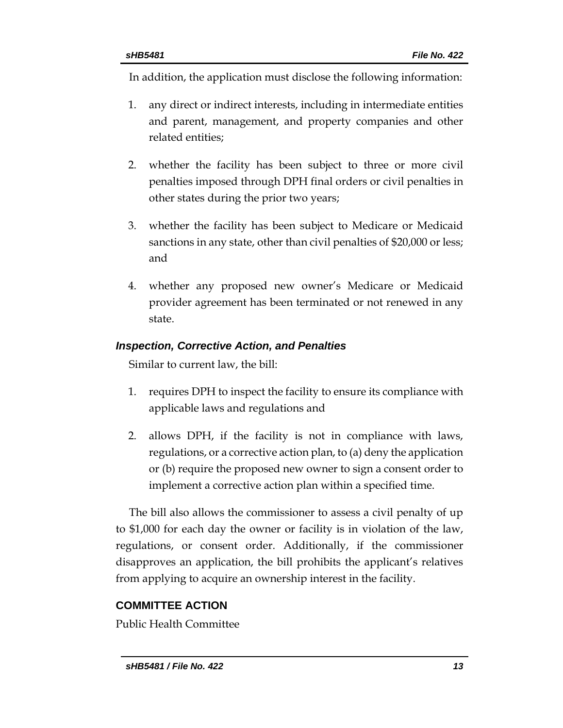In addition, the application must disclose the following information:

1. any direct or indirect interests, including in intermediate entities and parent, management, and property companies and other related entities;
2. whether the facility has been subject to three or more civil penalties imposed through DPH final orders or civil penalties in other states during the prior two years;
3. whether the facility has been subject to Medicare or Medicaid sanctions in any state, other than civil penalties of $20,000 or less; and
4. whether any proposed new owner's Medicare or Medicaid provider agreement has been terminated or not renewed in any state.

### *Inspection, Corrective Action, and Penalties*

Similar to current law, the bill:

1. requires DPH to inspect the facility to ensure its compliance with applicable laws and regulations and
2. allows DPH, if the facility is not in compliance with laws, regulations, or a corrective action plan, to (a) deny the application or (b) require the proposed new owner to sign a consent order to implement a corrective action plan within a specified time.

The bill also allows the commissioner to assess a civil penalty of up to $1,000 for each day the owner or facility is in violation of the law, regulations, or consent order. Additionally, if the commissioner disapproves an application, the bill prohibits the applicant's relatives from applying to acquire an ownership interest in the facility.

## COMMITTEE ACTION

Public Health Committee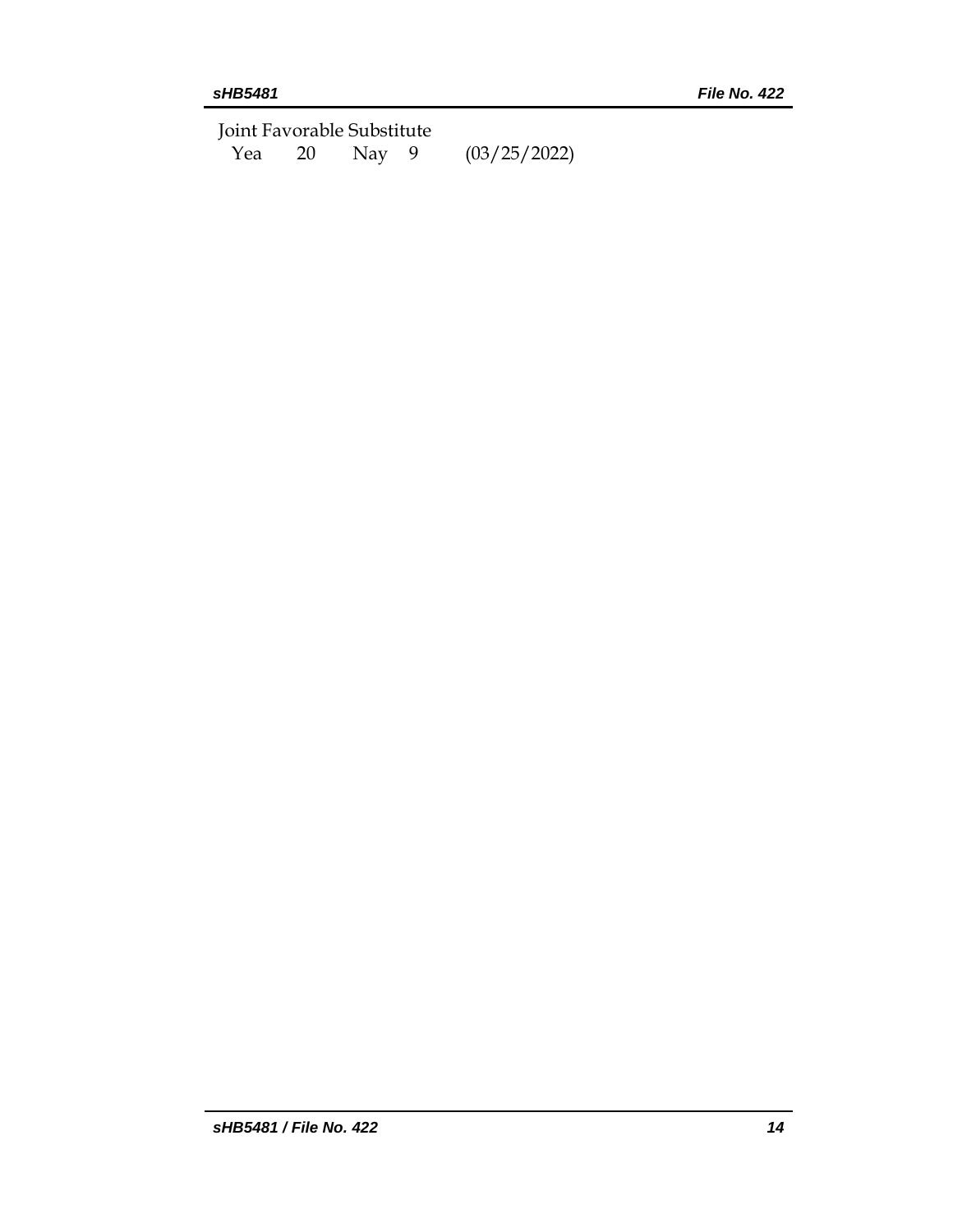Joint Favorable Substitute

| | | | | |
|---|---|---|---|---|
| Yea | 20 | Nay | 9 | (03/25/2022) |